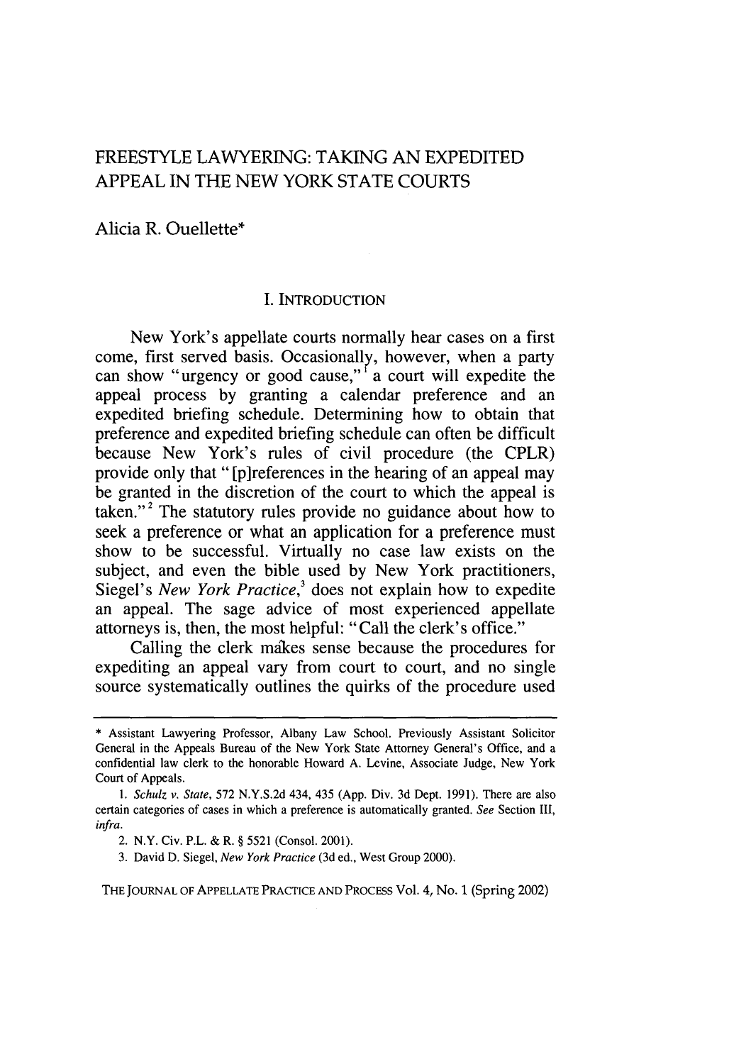# FREESTYLE LAWYERING: TAKING AN EXPEDITED APPEAL IN THE NEW YORK STATE COURTS

Alicia R. Ouellette*

## I. INTRODUCTION

New York's appellate courts normally hear cases on a first come, first served basis. Occasionally, however, when a party can show "urgency or good cause,"[1] a court will expedite the appeal process by granting a calendar preference and an expedited briefing schedule. Determining how to obtain that preference and expedited briefing schedule can often be difficult because New York's rules of civil procedure (the CPLR) provide only that "[p]references in the hearing of an appeal may be granted in the discretion of the court to which the appeal is taken."[2] The statutory rules provide no guidance about how to seek a preference or what an application for a preference must show to be successful. Virtually no case law exists on the subject, and even the bible used by New York practitioners, Siegel's *New York Practice*,[3] does not explain how to expedite an appeal. The sage advice of most experienced appellate attorneys is, then, the most helpful: "Call the clerk's office."

Calling the clerk makes sense because the procedures for expediting an appeal vary from court to court, and no single source systematically outlines the quirks of the procedure used

---

\* Assistant Lawyering Professor, Albany Law School. Previously Assistant Solicitor General in the Appeals Bureau of the New York State Attorney General's Office, and a confidential law clerk to the honorable Howard A. Levine, Associate Judge, New York Court of Appeals.

1. *Schulz v. State*, 572 N.Y.S.2d 434, 435 (App. Div. 3d Dept. 1991). There are also certain categories of cases in which a preference is automatically granted. *See* Section III, *infra*.

2. N.Y. Civ. P.L. & R. § 5521 (Consol. 2001).

3. David D. Siegel, *New York Practice* (3d ed., West Group 2000).

THE JOURNAL OF APPELLATE PRACTICE AND PROCESS Vol. 4, No. 1 (Spring 2002)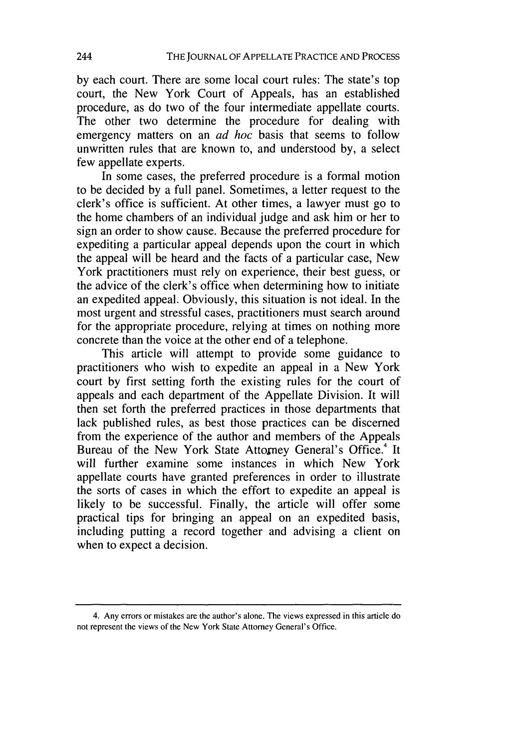by each court. There are some local court rules: The state's top court, the New York Court of Appeals, has an established procedure, as do two of the four intermediate appellate courts. The other two determine the procedure for dealing with emergency matters on an *ad hoc* basis that seems to follow unwritten rules that are known to, and understood by, a select few appellate experts.

In some cases, the preferred procedure is a formal motion to be decided by a full panel. Sometimes, a letter request to the clerk's office is sufficient. At other times, a lawyer must go to the home chambers of an individual judge and ask him or her to sign an order to show cause. Because the preferred procedure for expediting a particular appeal depends upon the court in which the appeal will be heard and the facts of a particular case, New York practitioners must rely on experience, their best guess, or the advice of the clerk's office when determining how to initiate an expedited appeal. Obviously, this situation is not ideal. In the most urgent and stressful cases, practitioners must search around for the appropriate procedure, relying at times on nothing more concrete than the voice at the other end of a telephone.

This article will attempt to provide some guidance to practitioners who wish to expedite an appeal in a New York court by first setting forth the existing rules for the court of appeals and each department of the Appellate Division. It will then set forth the preferred practices in those departments that lack published rules, as best those practices can be discerned from the experience of the author and members of the Appeals Bureau of the New York State Attorney General's Office.[4] It will further examine some instances in which New York appellate courts have granted preferences in order to illustrate the sorts of cases in which the effort to expedite an appeal is likely to be successful. Finally, the article will offer some practical tips for bringing an appeal on an expedited basis, including putting a record together and advising a client on when to expect a decision.

---

4. Any errors or mistakes are the author's alone. The views expressed in this article do not represent the views of the New York State Attorney General's Office.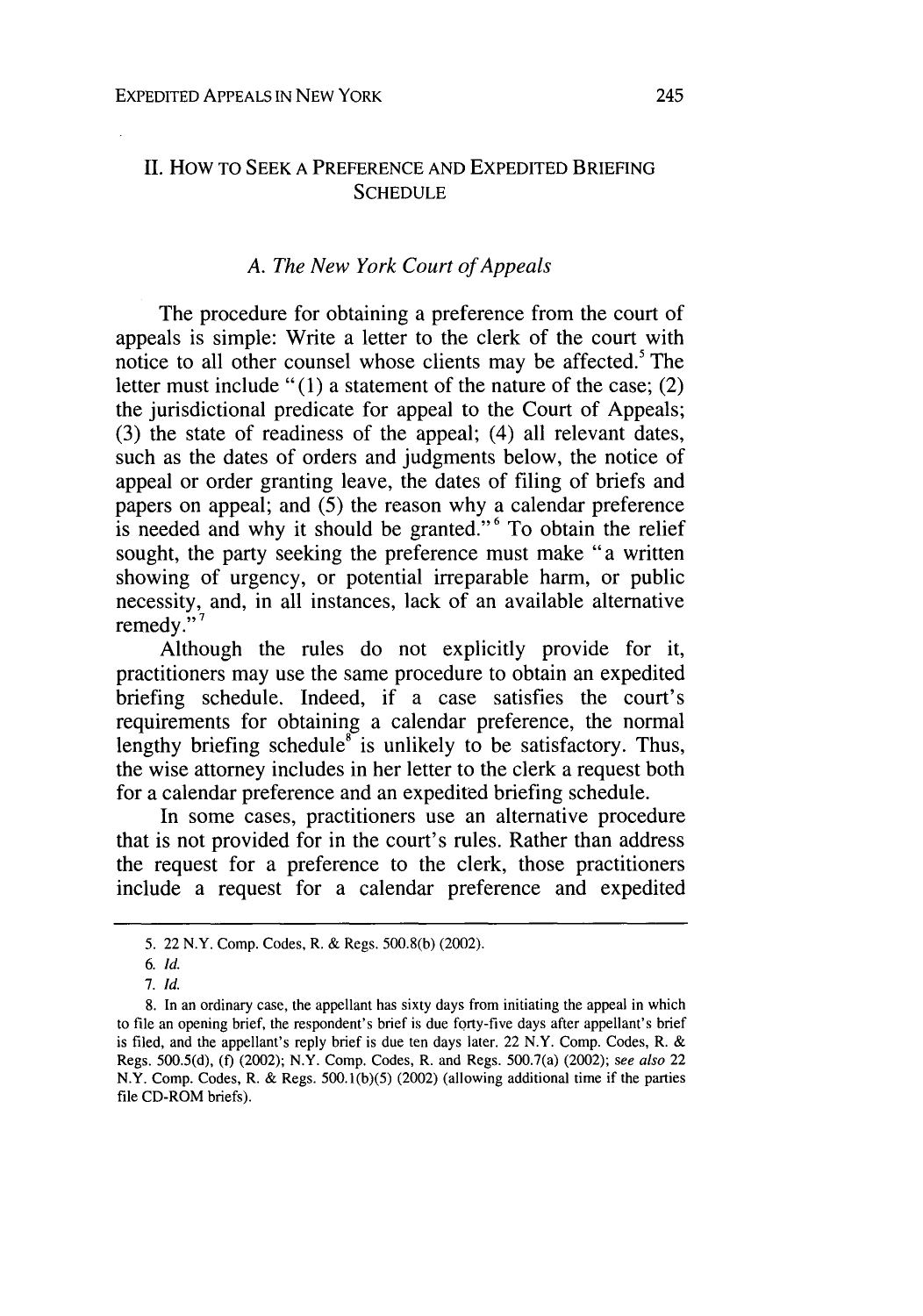## II. How to Seek a Preference and Expedited Briefing Schedule

### *A. The New York Court of Appeals*

The procedure for obtaining a preference from the court of appeals is simple: Write a letter to the clerk of the court with notice to all other counsel whose clients may be affected.[5] The letter must include "(1) a statement of the nature of the case; (2) the jurisdictional predicate for appeal to the Court of Appeals; (3) the state of readiness of the appeal; (4) all relevant dates, such as the dates of orders and judgments below, the notice of appeal or order granting leave, the dates of filing of briefs and papers on appeal; and (5) the reason why a calendar preference is needed and why it should be granted."[6] To obtain the relief sought, the party seeking the preference must make "a written showing of urgency, or potential irreparable harm, or public necessity, and, in all instances, lack of an available alternative remedy."[7]

Although the rules do not explicitly provide for it, practitioners may use the same procedure to obtain an expedited briefing schedule. Indeed, if a case satisfies the court's requirements for obtaining a calendar preference, the normal lengthy briefing schedule[8] is unlikely to be satisfactory. Thus, the wise attorney includes in her letter to the clerk a request both for a calendar preference and an expedited briefing schedule.

In some cases, practitioners use an alternative procedure that is not provided for in the court's rules. Rather than address the request for a preference to the clerk, those practitioners include a request for a calendar preference and expedited

---

5. 22 N.Y. Comp. Codes, R. & Regs. 500.8(b) (2002).

6. *Id.*

7. *Id.*

8. In an ordinary case, the appellant has sixty days from initiating the appeal in which to file an opening brief, the respondent's brief is due forty-five days after appellant's brief is filed, and the appellant's reply brief is due ten days later. 22 N.Y. Comp. Codes, R. & Regs. 500.5(d), (f) (2002); N.Y. Comp. Codes, R. and Regs. 500.7(a) (2002); *see also* 22 N.Y. Comp. Codes, R. & Regs. 500.1(b)(5) (2002) (allowing additional time if the parties file CD-ROM briefs).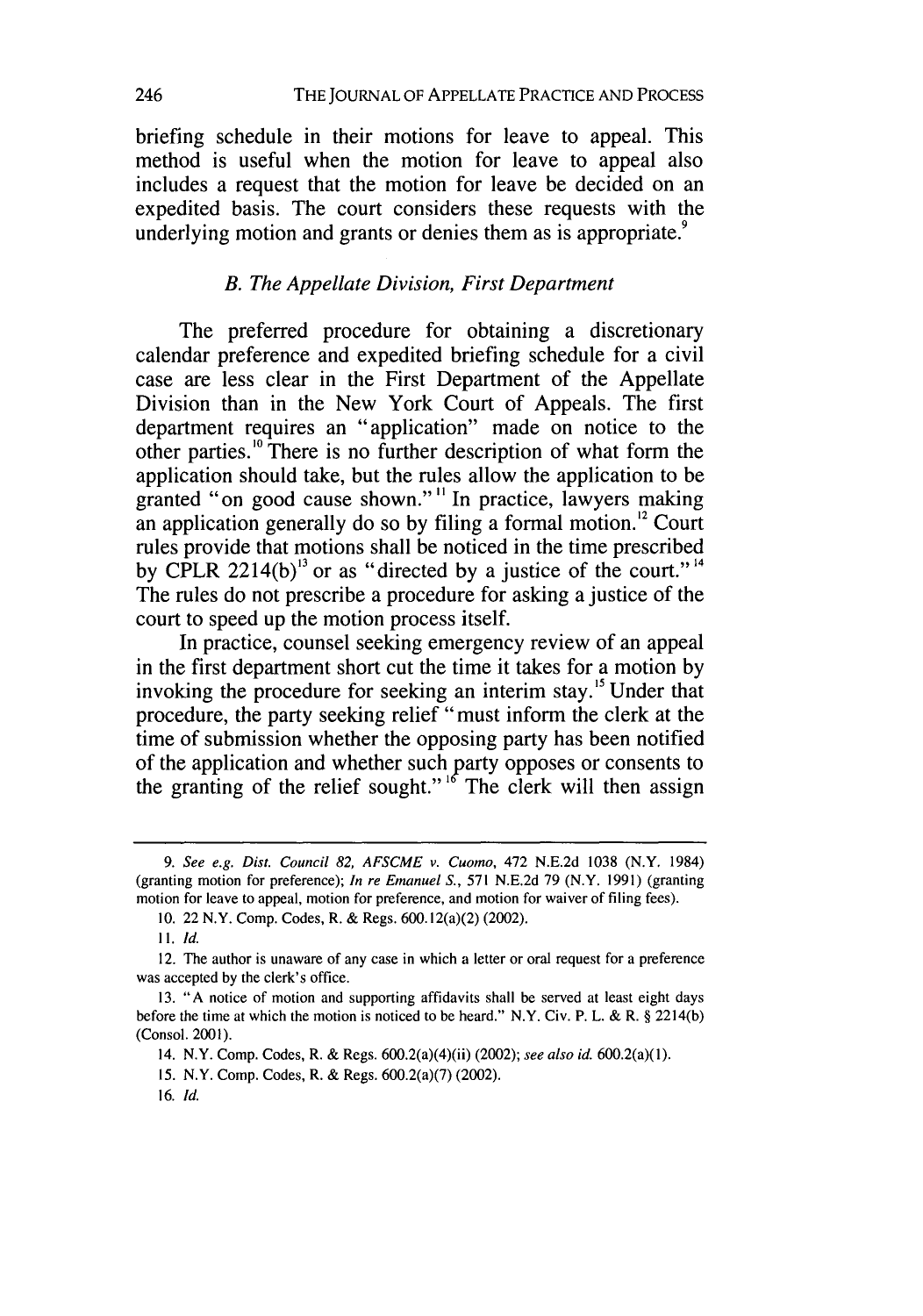briefing schedule in their motions for leave to appeal. This method is useful when the motion for leave to appeal also includes a request that the motion for leave be decided on an expedited basis. The court considers these requests with the underlying motion and grants or denies them as is appropriate.[9]

### *B. The Appellate Division, First Department*

The preferred procedure for obtaining a discretionary calendar preference and expedited briefing schedule for a civil case are less clear in the First Department of the Appellate Division than in the New York Court of Appeals. The first department requires an "application" made on notice to the other parties.[10] There is no further description of what form the application should take, but the rules allow the application to be granted "on good cause shown."[11] In practice, lawyers making an application generally do so by filing a formal motion.[12] Court rules provide that motions shall be noticed in the time prescribed by CPLR 2214(b)[13] or as "directed by a justice of the court."[14] The rules do not prescribe a procedure for asking a justice of the court to speed up the motion process itself.

In practice, counsel seeking emergency review of an appeal in the first department short cut the time it takes for a motion by invoking the procedure for seeking an interim stay.[15] Under that procedure, the party seeking relief "must inform the clerk at the time of submission whether the opposing party has been notified of the application and whether such party opposes or consents to the granting of the relief sought."[16] The clerk will then assign

---

9. *See e.g. Dist. Council 82, AFSCME v. Cuomo*, 472 N.E.2d 1038 (N.Y. 1984) (granting motion for preference); *In re Emanuel S.*, 571 N.E.2d 79 (N.Y. 1991) (granting motion for leave to appeal, motion for preference, and motion for waiver of filing fees).

10. 22 N.Y. Comp. Codes, R. & Regs. 600.12(a)(2) (2002).

11. *Id.*

12. The author is unaware of any case in which a letter or oral request for a preference was accepted by the clerk's office.

13. "A notice of motion and supporting affidavits shall be served at least eight days before the time at which the motion is noticed to be heard." N.Y. Civ. P. L. & R. § 2214(b) (Consol. 2001).

14. N.Y. Comp. Codes, R. & Regs. 600.2(a)(4)(ii) (2002); *see also id.* 600.2(a)(1).

15. N.Y. Comp. Codes, R. & Regs. 600.2(a)(7) (2002).

16. *Id.*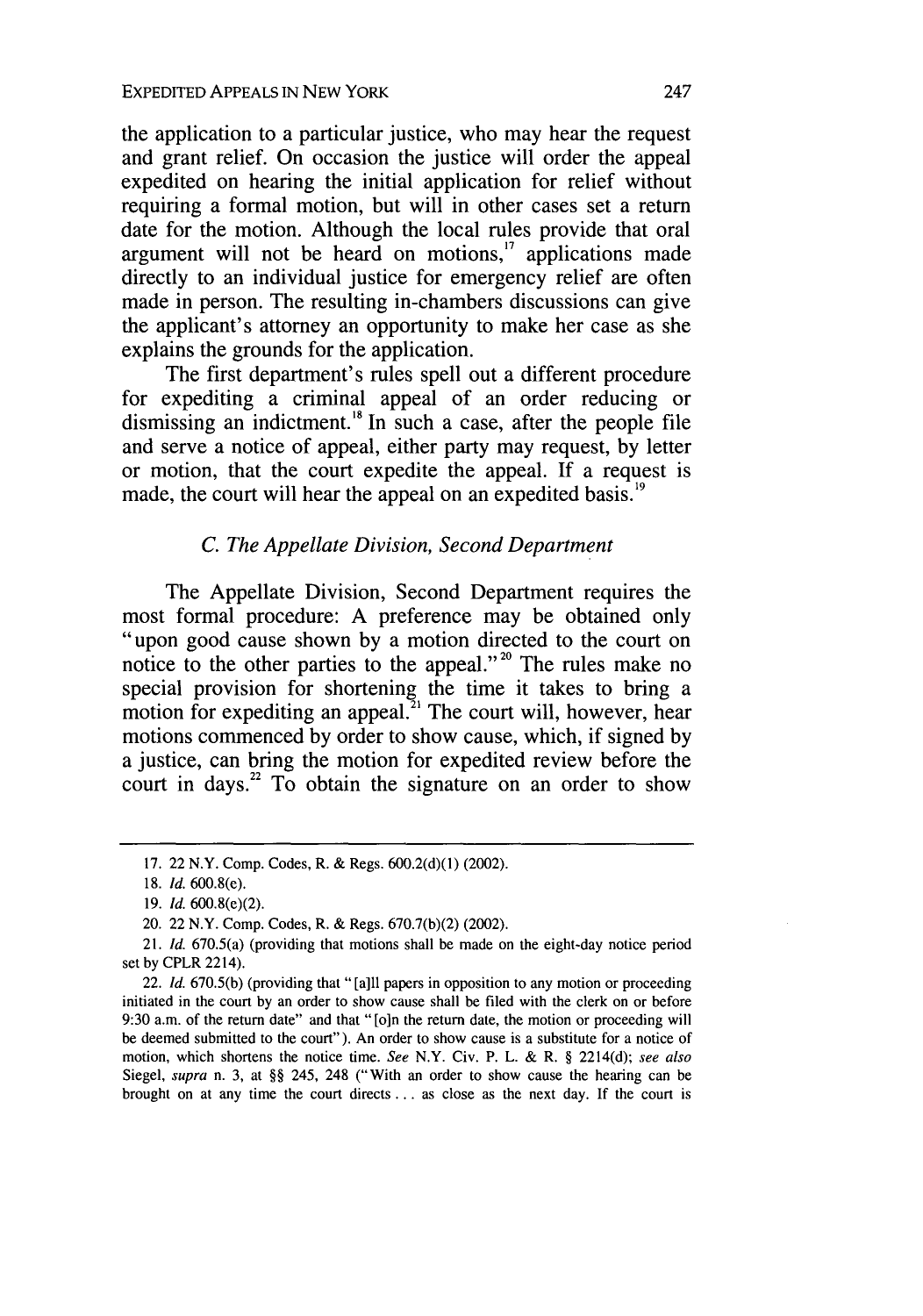the application to a particular justice, who may hear the request and grant relief. On occasion the justice will order the appeal expedited on hearing the initial application for relief without requiring a formal motion, but will in other cases set a return date for the motion. Although the local rules provide that oral argument will not be heard on motions,[17] applications made directly to an individual justice for emergency relief are often made in person. The resulting in-chambers discussions can give the applicant's attorney an opportunity to make her case as she explains the grounds for the application.

The first department's rules spell out a different procedure for expediting a criminal appeal of an order reducing or dismissing an indictment.[18] In such a case, after the people file and serve a notice of appeal, either party may request, by letter or motion, that the court expedite the appeal. If a request is made, the court will hear the appeal on an expedited basis.[19]

### *C. The Appellate Division, Second Department*

The Appellate Division, Second Department requires the most formal procedure: A preference may be obtained only "upon good cause shown by a motion directed to the court on notice to the other parties to the appeal."[20] The rules make no special provision for shortening the time it takes to bring a motion for expediting an appeal.[21] The court will, however, hear motions commenced by order to show cause, which, if signed by a justice, can bring the motion for expedited review before the court in days.[22] To obtain the signature on an order to show

---

17. 22 N.Y. Comp. Codes, R. & Regs. 600.2(d)(1) (2002).

18. *Id.* 600.8(e).

19. *Id.* 600.8(e)(2).

20. 22 N.Y. Comp. Codes, R. & Regs. 670.7(b)(2) (2002).

21. *Id.* 670.5(a) (providing that motions shall be made on the eight-day notice period set by CPLR 2214).

22. *Id.* 670.5(b) (providing that "[a]ll papers in opposition to any motion or proceeding initiated in the court by an order to show cause shall be filed with the clerk on or before 9:30 a.m. of the return date" and that "[o]n the return date, the motion or proceeding will be deemed submitted to the court"). An order to show cause is a substitute for a notice of motion, which shortens the notice time. *See* N.Y. Civ. P. L. & R. § 2214(d); *see also* Siegel, *supra* n. 3, at §§ 245, 248 ("With an order to show cause the hearing can be brought on at any time the court directs . . . as close as the next day. If the court is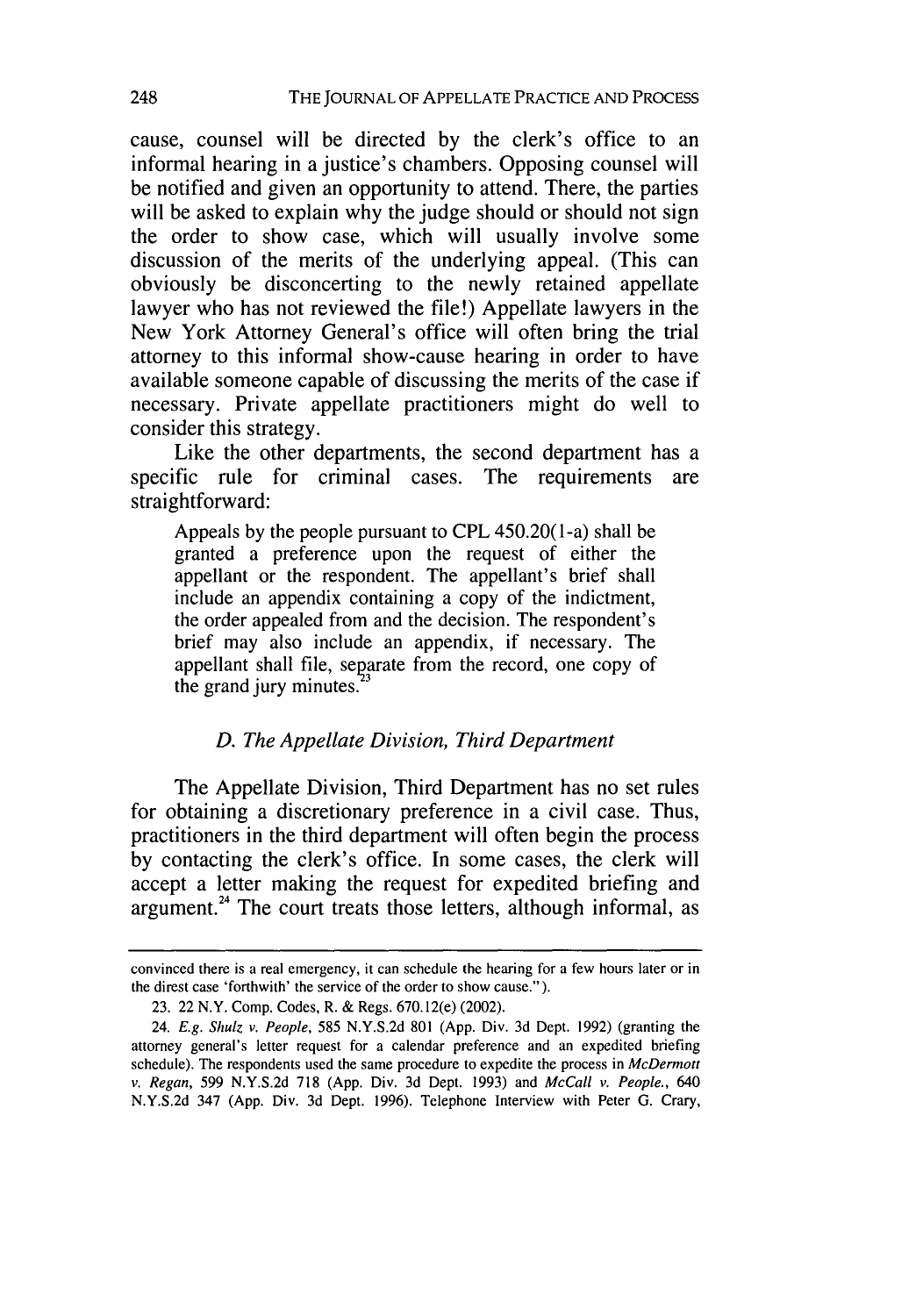cause, counsel will be directed by the clerk's office to an informal hearing in a justice's chambers. Opposing counsel will be notified and given an opportunity to attend. There, the parties will be asked to explain why the judge should or should not sign the order to show case, which will usually involve some discussion of the merits of the underlying appeal. (This can obviously be disconcerting to the newly retained appellate lawyer who has not reviewed the file!) Appellate lawyers in the New York Attorney General's office will often bring the trial attorney to this informal show-cause hearing in order to have available someone capable of discussing the merits of the case if necessary. Private appellate practitioners might do well to consider this strategy.

Like the other departments, the second department has a specific rule for criminal cases. The requirements are straightforward:

> Appeals by the people pursuant to CPL 450.20(1-a) shall be granted a preference upon the request of either the appellant or the respondent. The appellant's brief shall include an appendix containing a copy of the indictment, the order appealed from and the decision. The respondent's brief may also include an appendix, if necessary. The appellant shall file, separate from the record, one copy of the grand jury minutes.[23]

### *D. The Appellate Division, Third Department*

The Appellate Division, Third Department has no set rules for obtaining a discretionary preference in a civil case. Thus, practitioners in the third department will often begin the process by contacting the clerk's office. In some cases, the clerk will accept a letter making the request for expedited briefing and argument.[24] The court treats those letters, although informal, as

---

convinced there is a real emergency, it can schedule the hearing for a few hours later or in the direst case 'forthwith' the service of the order to show cause.").

23. 22 N.Y. Comp. Codes, R. & Regs. 670.12(e) (2002).

24. *E.g. Shulz v. People*, 585 N.Y.S.2d 801 (App. Div. 3d Dept. 1992) (granting the attorney general's letter request for a calendar preference and an expedited briefing schedule). The respondents used the same procedure to expedite the process in *McDermott v. Regan*, 599 N.Y.S.2d 718 (App. Div. 3d Dept. 1993) and *McCall v. People.*, 640 N.Y.S.2d 347 (App. Div. 3d Dept. 1996). Telephone Interview with Peter G. Crary,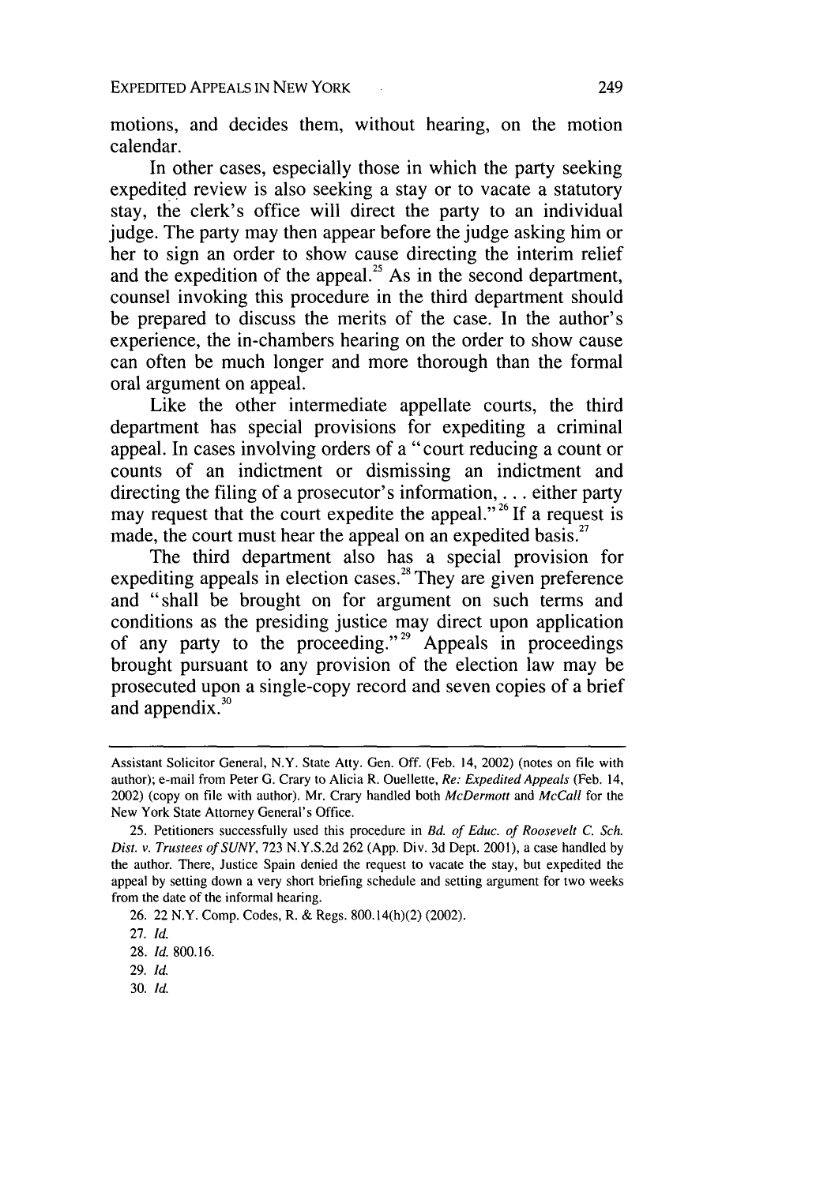motions, and decides them, without hearing, on the motion calendar.

In other cases, especially those in which the party seeking expedited review is also seeking a stay or to vacate a statutory stay, the clerk's office will direct the party to an individual judge. The party may then appear before the judge asking him or her to sign an order to show cause directing the interim relief and the expedition of the appeal.[25] As in the second department, counsel invoking this procedure in the third department should be prepared to discuss the merits of the case. In the author's experience, the in-chambers hearing on the order to show cause can often be much longer and more thorough than the formal oral argument on appeal.

Like the other intermediate appellate courts, the third department has special provisions for expediting a criminal appeal. In cases involving orders of a "court reducing a count or counts of an indictment or dismissing an indictment and directing the filing of a prosecutor's information, . . . either party may request that the court expedite the appeal."[26] If a request is made, the court must hear the appeal on an expedited basis.[27]

The third department also has a special provision for expediting appeals in election cases.[28] They are given preference and "shall be brought on for argument on such terms and conditions as the presiding justice may direct upon application of any party to the proceeding."[29] Appeals in proceedings brought pursuant to any provision of the election law may be prosecuted upon a single-copy record and seven copies of a brief and appendix.[30]

---

Assistant Solicitor General, N.Y. State Atty. Gen. Off. (Feb. 14, 2002) (notes on file with author); e-mail from Peter G. Crary to Alicia R. Ouellette, *Re: Expedited Appeals* (Feb. 14, 2002) (copy on file with author). Mr. Crary handled both *McDermott* and *McCall* for the New York State Attorney General's Office.

25. Petitioners successfully used this procedure in *Bd. of Educ. of Roosevelt C. Sch. Dist. v. Trustees of SUNY*, 723 N.Y.S.2d 262 (App. Div. 3d Dept. 2001), a case handled by the author. There, Justice Spain denied the request to vacate the stay, but expedited the appeal by setting down a very short briefing schedule and setting argument for two weeks from the date of the informal hearing.

26. 22 N.Y. Comp. Codes, R. & Regs. 800.14(h)(2) (2002).

27. *Id.*

28. *Id.* 800.16.

29. *Id.*

30. *Id.*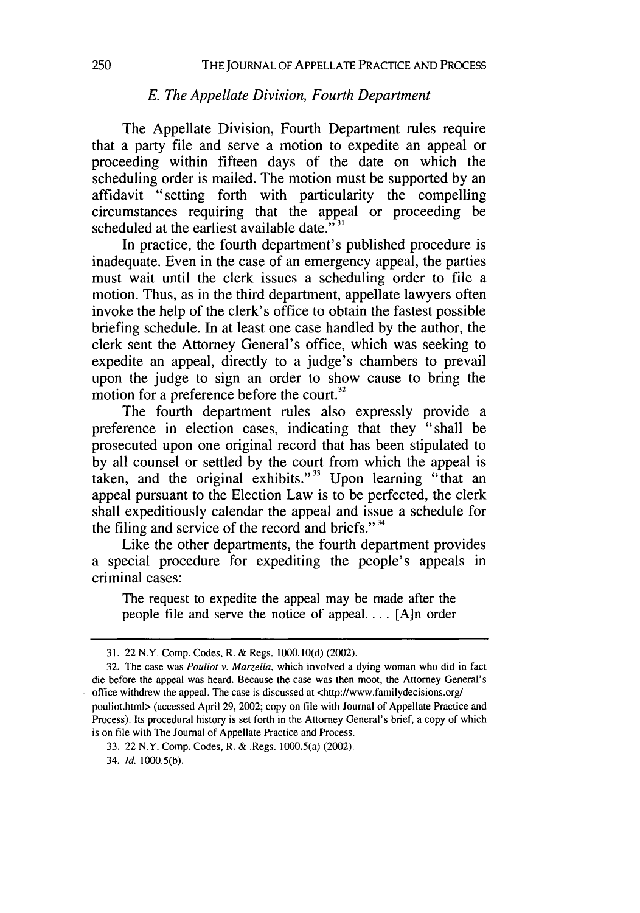### *E. The Appellate Division, Fourth Department*

The Appellate Division, Fourth Department rules require that a party file and serve a motion to expedite an appeal or proceeding within fifteen days of the date on which the scheduling order is mailed. The motion must be supported by an affidavit "setting forth with particularity the compelling circumstances requiring that the appeal or proceeding be scheduled at the earliest available date."[31]

In practice, the fourth department's published procedure is inadequate. Even in the case of an emergency appeal, the parties must wait until the clerk issues a scheduling order to file a motion. Thus, as in the third department, appellate lawyers often invoke the help of the clerk's office to obtain the fastest possible briefing schedule. In at least one case handled by the author, the clerk sent the Attorney General's office, which was seeking to expedite an appeal, directly to a judge's chambers to prevail upon the judge to sign an order to show cause to bring the motion for a preference before the court.[32]

The fourth department rules also expressly provide a preference in election cases, indicating that they "shall be prosecuted upon one original record that has been stipulated to by all counsel or settled by the court from which the appeal is taken, and the original exhibits."[33] Upon learning "that an appeal pursuant to the Election Law is to be perfected, the clerk shall expeditiously calendar the appeal and issue a schedule for the filing and service of the record and briefs."[34]

Like the other departments, the fourth department provides a special procedure for expediting the people's appeals in criminal cases:

> The request to expedite the appeal may be made after the people file and serve the notice of appeal. . . . [A]n order

---

31. 22 N.Y. Comp. Codes, R. & Regs. 1000.10(d) (2002).

32. The case was *Pouliot v. Marzella*, which involved a dying woman who did in fact die before the appeal was heard. Because the case was then moot, the Attorney General's office withdrew the appeal. The case is discussed at <http://www.familydecisions.org/pouliot.html> (accessed April 29, 2002; copy on file with Journal of Appellate Practice and Process). Its procedural history is set forth in the Attorney General's brief, a copy of which is on file with The Journal of Appellate Practice and Process.

33. 22 N.Y. Comp. Codes, R. & .Regs. 1000.5(a) (2002).

34. *Id.* 1000.5(b).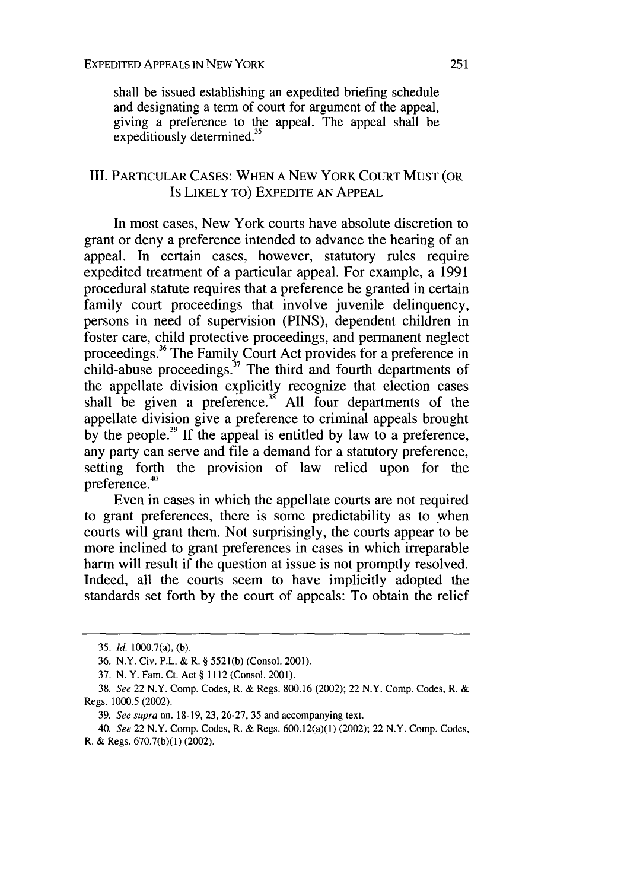shall be issued establishing an expedited briefing schedule and designating a term of court for argument of the appeal, giving a preference to the appeal. The appeal shall be expeditiously determined.[35]

## III. PARTICULAR CASES: WHEN A NEW YORK COURT MUST (OR IS LIKELY TO) EXPEDITE AN APPEAL

In most cases, New York courts have absolute discretion to grant or deny a preference intended to advance the hearing of an appeal. In certain cases, however, statutory rules require expedited treatment of a particular appeal. For example, a 1991 procedural statute requires that a preference be granted in certain family court proceedings that involve juvenile delinquency, persons in need of supervision (PINS), dependent children in foster care, child protective proceedings, and permanent neglect proceedings.[36] The Family Court Act provides for a preference in child-abuse proceedings.[37] The third and fourth departments of the appellate division explicitly recognize that election cases shall be given a preference.[38] All four departments of the appellate division give a preference to criminal appeals brought by the people.[39] If the appeal is entitled by law to a preference, any party can serve and file a demand for a statutory preference, setting forth the provision of law relied upon for the preference.[40]

Even in cases in which the appellate courts are not required to grant preferences, there is some predictability as to when courts will grant them. Not surprisingly, the courts appear to be more inclined to grant preferences in cases in which irreparable harm will result if the question at issue is not promptly resolved. Indeed, all the courts seem to have implicitly adopted the standards set forth by the court of appeals: To obtain the relief

---

35. *Id.* 1000.7(a), (b).

36. N.Y. Civ. P.L. & R. § 5521(b) (Consol. 2001).

37. N. Y. Fam. Ct. Act § 1112 (Consol. 2001).

38. *See* 22 N.Y. Comp. Codes, R. & Regs. 800.16 (2002); 22 N.Y. Comp. Codes, R. & Regs. 1000.5 (2002).

39. *See supra* nn. 18-19, 23, 26-27, 35 and accompanying text.

40. *See* 22 N.Y. Comp. Codes, R. & Regs. 600.12(a)(1) (2002); 22 N.Y. Comp. Codes, R. & Regs. 670.7(b)(1) (2002).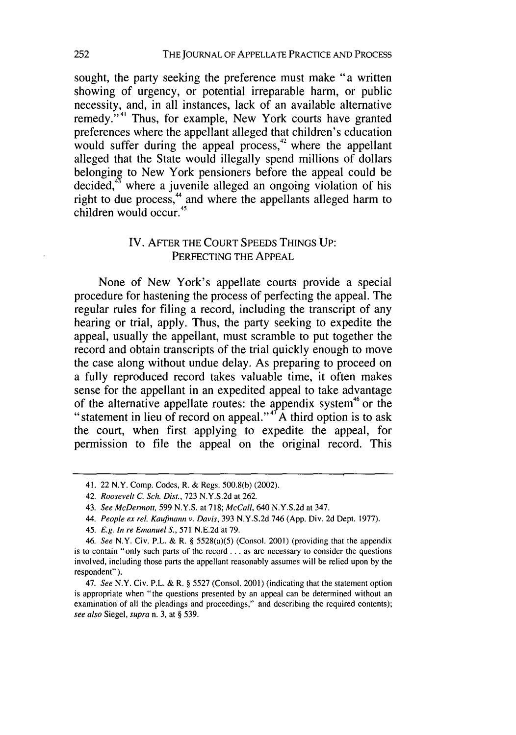sought, the party seeking the preference must make "a written showing of urgency, or potential irreparable harm, or public necessity, and, in all instances, lack of an available alternative remedy."[41] Thus, for example, New York courts have granted preferences where the appellant alleged that children's education would suffer during the appeal process,[42] where the appellant alleged that the State would illegally spend millions of dollars belonging to New York pensioners before the appeal could be decided,[43] where a juvenile alleged an ongoing violation of his right to due process,[44] and where the appellants alleged harm to children would occur.[45]

## IV. AFTER THE COURT SPEEDS THINGS UP: PERFECTING THE APPEAL

None of New York's appellate courts provide a special procedure for hastening the process of perfecting the appeal. The regular rules for filing a record, including the transcript of any hearing or trial, apply. Thus, the party seeking to expedite the appeal, usually the appellant, must scramble to put together the record and obtain transcripts of the trial quickly enough to move the case along without undue delay. As preparing to proceed on a fully reproduced record takes valuable time, it often makes sense for the appellant in an expedited appeal to take advantage of the alternative appellate routes: the appendix system[46] or the "statement in lieu of record on appeal."[47] A third option is to ask the court, when first applying to expedite the appeal, for permission to file the appeal on the original record. This

---

41. 22 N.Y. Comp. Codes, R. & Regs. 500.8(b) (2002).

42. *Roosevelt C. Sch. Dist.*, 723 N.Y.S.2d at 262.

43. *See McDermott*, 599 N.Y.S. at 718; *McCall*, 640 N.Y.S.2d at 347.

44. *People ex rel. Kaufmann v. Davis*, 393 N.Y.S.2d 746 (App. Div. 2d Dept. 1977).

45. *E.g. In re Emanuel S.*, 571 N.E.2d at 79.

46. *See* N.Y. Civ. P.L. & R. § 5528(a)(5) (Consol. 2001) (providing that the appendix is to contain "only such parts of the record . . . as are necessary to consider the questions involved, including those parts the appellant reasonably assumes will be relied upon by the respondent").

47. *See* N.Y. Civ. P.L. & R. § 5527 (Consol. 2001) (indicating that the statement option is appropriate when "the questions presented by an appeal can be determined without an examination of all the pleadings and proceedings," and describing the required contents); *see also* Siegel, *supra* n. 3, at § 539.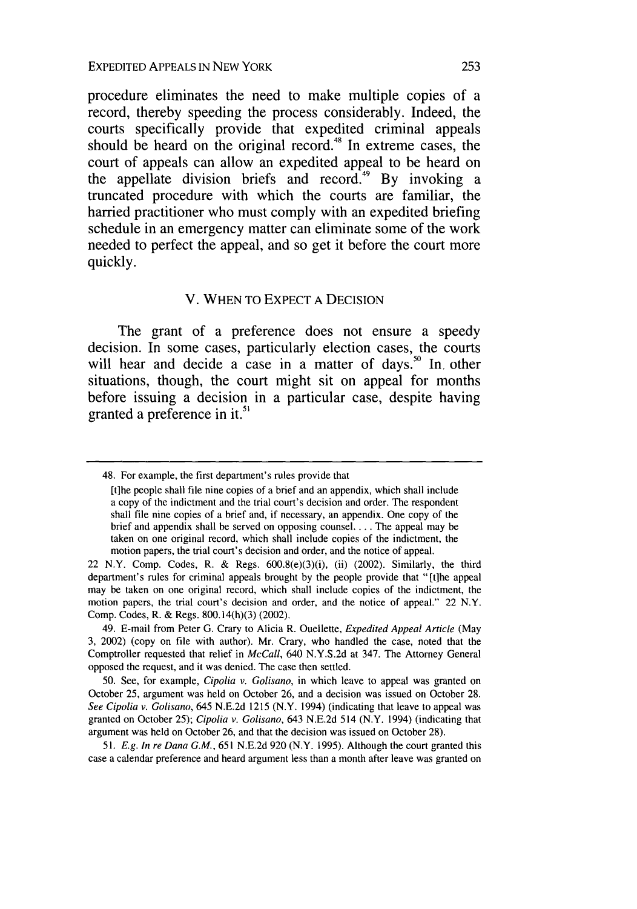procedure eliminates the need to make multiple copies of a record, thereby speeding the process considerably. Indeed, the courts specifically provide that expedited criminal appeals should be heard on the original record.[48] In extreme cases, the court of appeals can allow an expedited appeal to be heard on the appellate division briefs and record.[49] By invoking a truncated procedure with which the courts are familiar, the harried practitioner who must comply with an expedited briefing schedule in an emergency matter can eliminate some of the work needed to perfect the appeal, and so get it before the court more quickly.

## V. WHEN TO EXPECT A DECISION

The grant of a preference does not ensure a speedy decision. In some cases, particularly election cases, the courts will hear and decide a case in a matter of days.[50] In other situations, though, the court might sit on appeal for months before issuing a decision in a particular case, despite having granted a preference in it.[51]

---

48. For example, the first department's rules provide that

> [t]he people shall file nine copies of a brief and an appendix, which shall include a copy of the indictment and the trial court's decision and order. The respondent shall file nine copies of a brief and, if necessary, an appendix. One copy of the brief and appendix shall be served on opposing counsel. . . . The appeal may be taken on one original record, which shall include copies of the indictment, the motion papers, the trial court's decision and order, and the notice of appeal.

22 N.Y. Comp. Codes, R. & Regs. 600.8(e)(3)(i), (ii) (2002). Similarly, the third department's rules for criminal appeals brought by the people provide that "[t]he appeal may be taken on one original record, which shall include copies of the indictment, the motion papers, the trial court's decision and order, and the notice of appeal." 22 N.Y. Comp. Codes, R. & Regs. 800.14(h)(3) (2002).

49. E-mail from Peter G. Crary to Alicia R. Ouellette, *Expedited Appeal Article* (May 3, 2002) (copy on file with author). Mr. Crary, who handled the case, noted that the Comptroller requested that relief in *McCall*, 640 N.Y.S.2d at 347. The Attorney General opposed the request, and it was denied. The case then settled.

50. See, for example, *Cipolia v. Golisano*, in which leave to appeal was granted on October 25, argument was held on October 26, and a decision was issued on October 28. *See Cipolia v. Golisano*, 645 N.E.2d 1215 (N.Y. 1994) (indicating that leave to appeal was granted on October 25); *Cipolia v. Golisano*, 643 N.E.2d 514 (N.Y. 1994) (indicating that argument was held on October 26, and that the decision was issued on October 28).

51. *E.g. In re Dana G.M.*, 651 N.E.2d 920 (N.Y. 1995). Although the court granted this case a calendar preference and heard argument less than a month after leave was granted on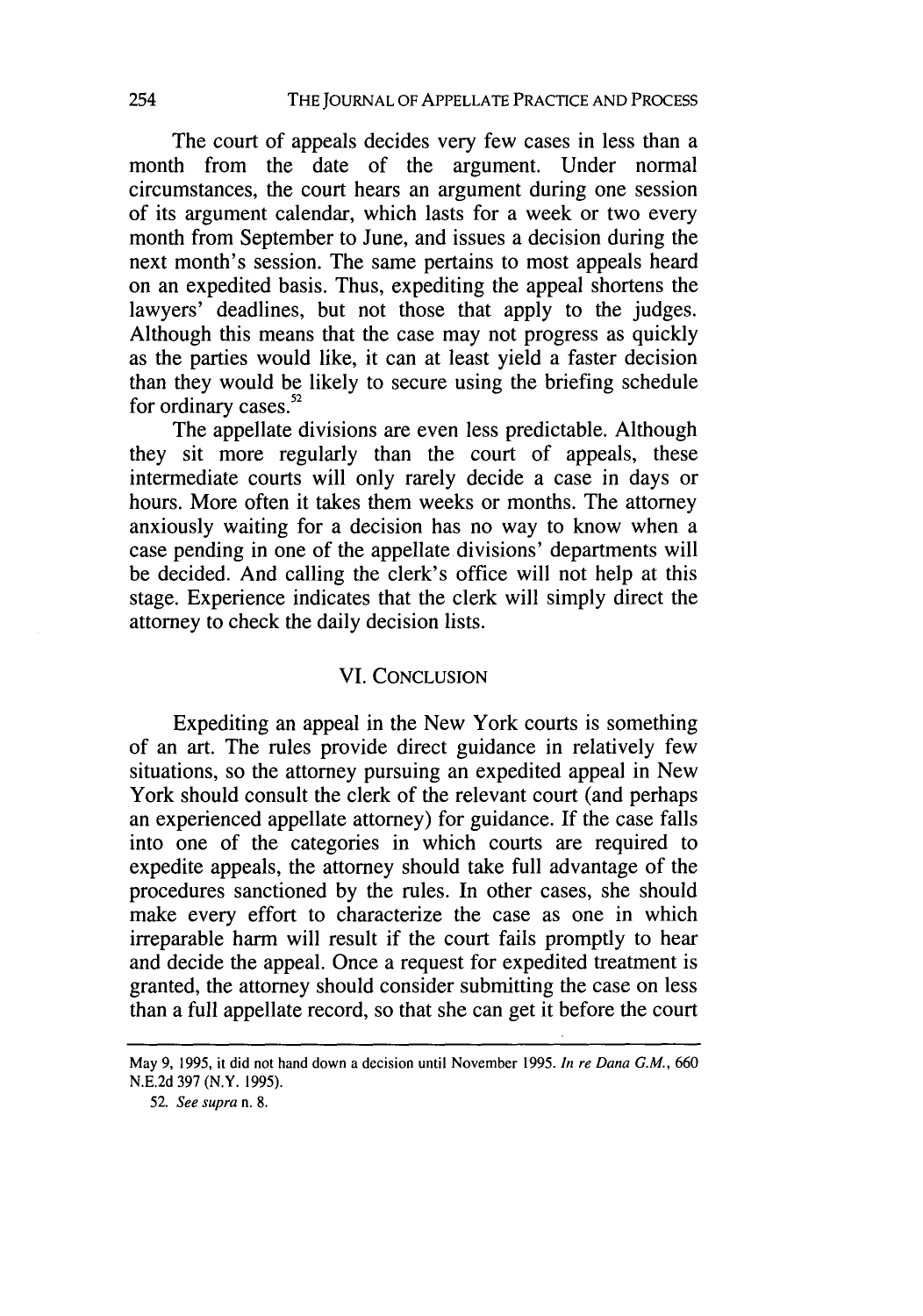The court of appeals decides very few cases in less than a month from the date of the argument. Under normal circumstances, the court hears an argument during one session of its argument calendar, which lasts for a week or two every month from September to June, and issues a decision during the next month's session. The same pertains to most appeals heard on an expedited basis. Thus, expediting the appeal shortens the lawyers' deadlines, but not those that apply to the judges. Although this means that the case may not progress as quickly as the parties would like, it can at least yield a faster decision than they would be likely to secure using the briefing schedule for ordinary cases.[52]

The appellate divisions are even less predictable. Although they sit more regularly than the court of appeals, these intermediate courts will only rarely decide a case in days or hours. More often it takes them weeks or months. The attorney anxiously waiting for a decision has no way to know when a case pending in one of the appellate divisions' departments will be decided. And calling the clerk's office will not help at this stage. Experience indicates that the clerk will simply direct the attorney to check the daily decision lists.

## VI. CONCLUSION

Expediting an appeal in the New York courts is something of an art. The rules provide direct guidance in relatively few situations, so the attorney pursuing an expedited appeal in New York should consult the clerk of the relevant court (and perhaps an experienced appellate attorney) for guidance. If the case falls into one of the categories in which courts are required to expedite appeals, the attorney should take full advantage of the procedures sanctioned by the rules. In other cases, she should make every effort to characterize the case as one in which irreparable harm will result if the court fails promptly to hear and decide the appeal. Once a request for expedited treatment is granted, the attorney should consider submitting the case on less than a full appellate record, so that she can get it before the court

---

May 9, 1995, it did not hand down a decision until November 1995. *In re Dana G.M.*, 660 N.E.2d 397 (N.Y. 1995).

52. *See supra* n. 8.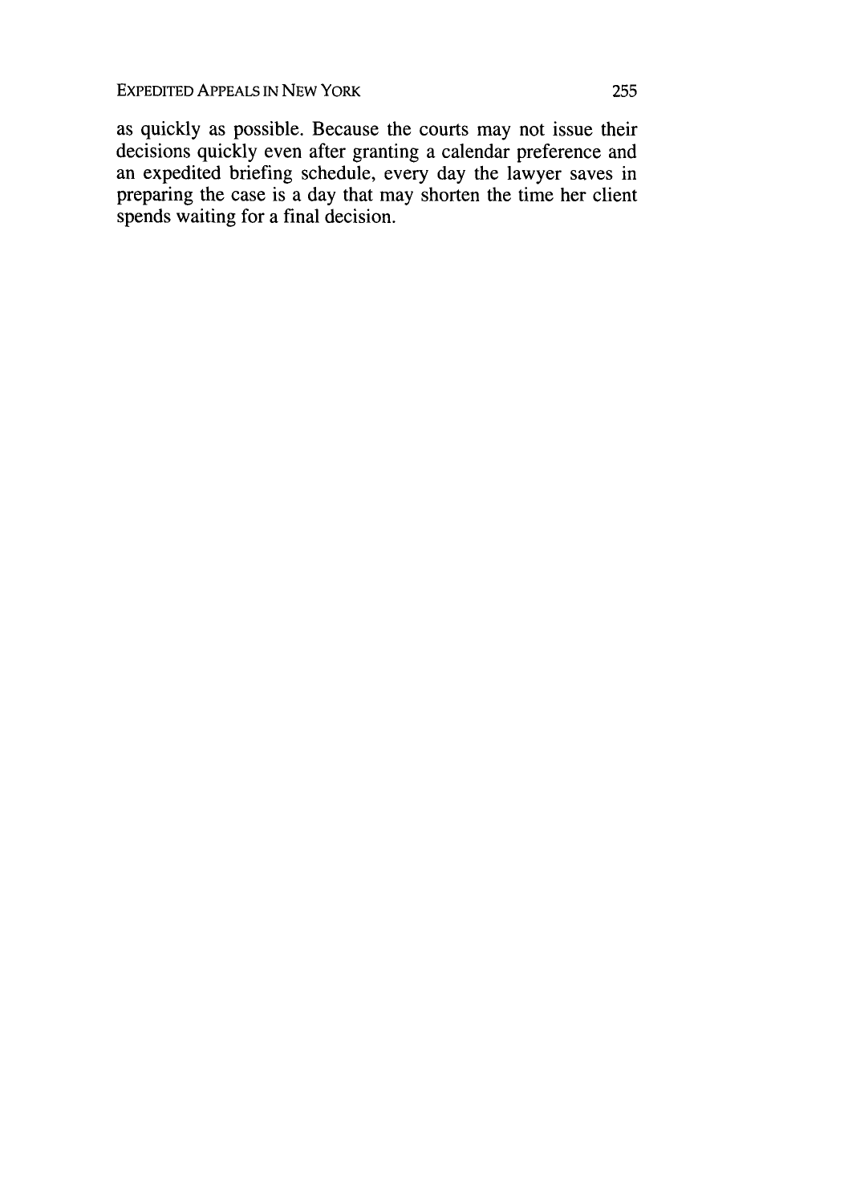as quickly as possible. Because the courts may not issue their decisions quickly even after granting a calendar preference and an expedited briefing schedule, every day the lawyer saves in preparing the case is a day that may shorten the time her client spends waiting for a final decision.